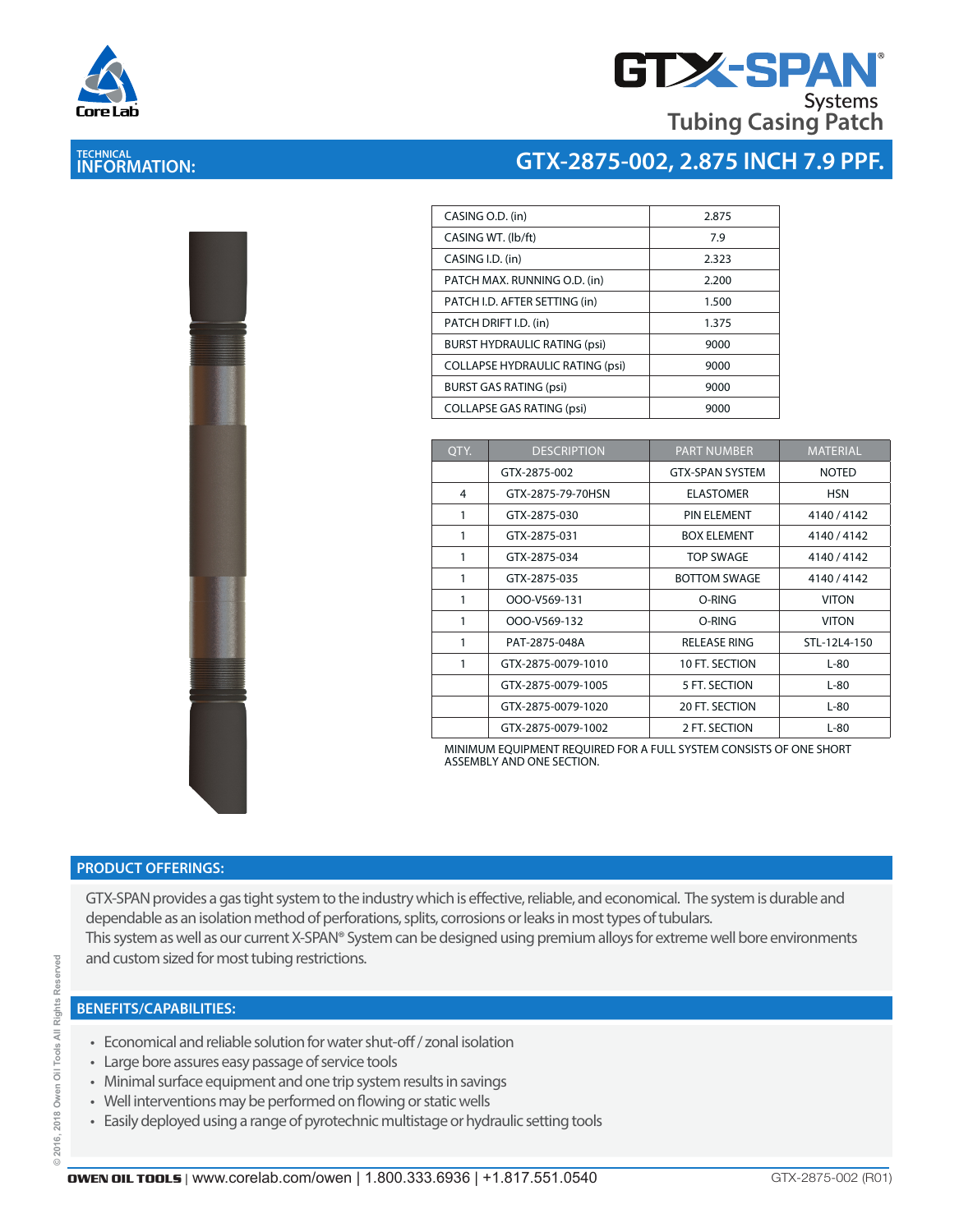# GTX-SPAN® Systems

## Tubing Casing Patch

**TECHNICAL INFORMATION:**

## GTX-2875-002, 2.875 INCH 7.9 PPF.

| | |
|---|---|
| CASING O.D. (in) | 2.875 |
| CASING WT. (lb/ft) | 7.9 |
| CASING I.D. (in) | 2.323 |
| PATCH MAX. RUNNING O.D. (in) | 2.200 |
| PATCH I.D. AFTER SETTING (in) | 1.500 |
| PATCH DRIFT I.D. (in) | 1.375 |
| BURST HYDRAULIC RATING (psi) | 9000 |
| COLLAPSE HYDRAULIC RATING (psi) | 9000 |
| BURST GAS RATING (psi) | 9000 |
| COLLAPSE GAS RATING (psi) | 9000 |

| QTY. | DESCRIPTION | PART NUMBER | MATERIAL |
|---|---|---|---|
| | GTX-2875-002 | GTX-SPAN SYSTEM | NOTED |
| 4 | GTX-2875-79-70HSN | ELASTOMER | HSN |
| 1 | GTX-2875-030 | PIN ELEMENT | 4140 / 4142 |
| 1 | GTX-2875-031 | BOX ELEMENT | 4140 / 4142 |
| 1 | GTX-2875-034 | TOP SWAGE | 4140 / 4142 |
| 1 | GTX-2875-035 | BOTTOM SWAGE | 4140 / 4142 |
| 1 | OOO-V569-131 | O-RING | VITON |
| 1 | OOO-V569-132 | O-RING | VITON |
| 1 | PAT-2875-048A | RELEASE RING | STL-12L4-150 |
| 1 | GTX-2875-0079-1010 | 10 FT. SECTION | L-80 |
| | GTX-2875-0079-1005 | 5 FT. SECTION | L-80 |
| | GTX-2875-0079-1020 | 20 FT. SECTION | L-80 |
| | GTX-2875-0079-1002 | 2 FT. SECTION | L-80 |

MINIMUM EQUIPMENT REQUIRED FOR A FULL SYSTEM CONSISTS OF ONE SHORT ASSEMBLY AND ONE SECTION.

## PRODUCT OFFERINGS:

GTX-SPAN provides a gas tight system to the industry which is effective, reliable, and economical. The system is durable and dependable as an isolation method of perforations, splits, corrosions or leaks in most types of tubulars.
This system as well as our current X-SPAN® System can be designed using premium alloys for extreme well bore environments and custom sized for most tubing restrictions.

## BENEFITS/CAPABILITIES:

- Economical and reliable solution for water shut-off / zonal isolation
- Large bore assures easy passage of service tools
- Minimal surface equipment and one trip system results in savings
- Well interventions may be performed on flowing or static wells
- Easily deployed using a range of pyrotechnic multistage or hydraulic setting tools

© 2016, 2018 Owen Oil Tools All Rights Reserved

**OWEN OIL TOOLS** | www.corelab.com/owen | 1.800.333.6936 | +1.817.551.0540 GTX-2875-002 (R01)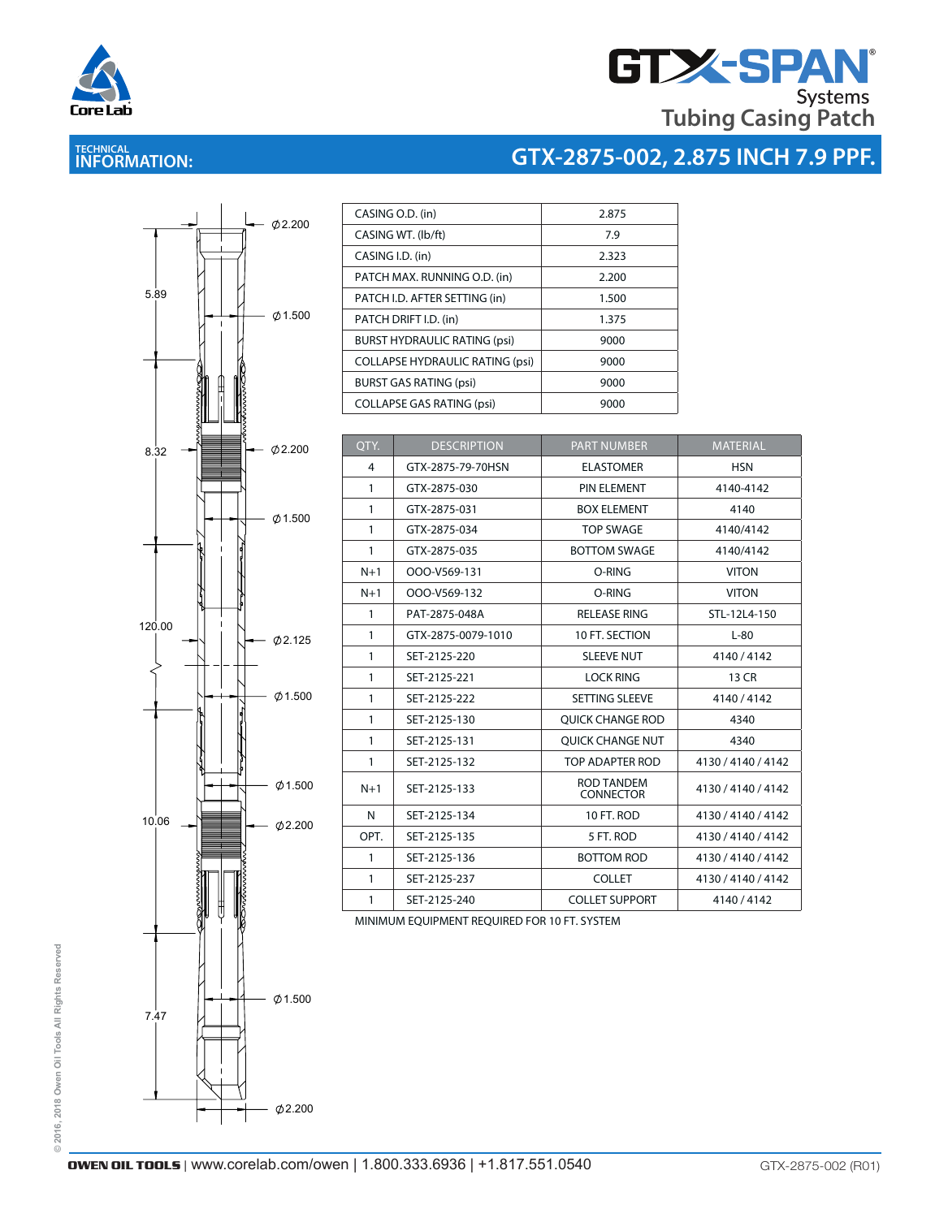GTX-SPAN® Systems
Tubing Casing Patch

## TECHNICAL INFORMATION:

## GTX-2875-002, 2.875 INCH 7.9 PPF.

| | |
|---|---|
| CASING O.D. (in) | 2.875 |
| CASING WT. (lb/ft) | 7.9 |
| CASING I.D. (in) | 2.323 |
| PATCH MAX. RUNNING O.D. (in) | 2.200 |
| PATCH I.D. AFTER SETTING (in) | 1.500 |
| PATCH DRIFT I.D. (in) | 1.375 |
| BURST HYDRAULIC RATING (psi) | 9000 |
| COLLAPSE HYDRAULIC RATING (psi) | 9000 |
| BURST GAS RATING (psi) | 9000 |
| COLLAPSE GAS RATING (psi) | 9000 |

| QTY. | DESCRIPTION | PART NUMBER | MATERIAL |
|---|---|---|---|
| 4 | GTX-2875-79-70HSN | ELASTOMER | HSN |
| 1 | GTX-2875-030 | PIN ELEMENT | 4140-4142 |
| 1 | GTX-2875-031 | BOX ELEMENT | 4140 |
| 1 | GTX-2875-034 | TOP SWAGE | 4140/4142 |
| 1 | GTX-2875-035 | BOTTOM SWAGE | 4140/4142 |
| N+1 | OOO-V569-131 | O-RING | VITON |
| N+1 | OOO-V569-132 | O-RING | VITON |
| 1 | PAT-2875-048A | RELEASE RING | STL-12L4-150 |
| 1 | GTX-2875-0079-1010 | 10 FT. SECTION | L-80 |
| 1 | SET-2125-220 | SLEEVE NUT | 4140 / 4142 |
| 1 | SET-2125-221 | LOCK RING | 13 CR |
| 1 | SET-2125-222 | SETTING SLEEVE | 4140 / 4142 |
| 1 | SET-2125-130 | QUICK CHANGE ROD | 4340 |
| 1 | SET-2125-131 | QUICK CHANGE NUT | 4340 |
| 1 | SET-2125-132 | TOP ADAPTER ROD | 4130 / 4140 / 4142 |
| N+1 | SET-2125-133 | ROD TANDEM CONNECTOR | 4130 / 4140 / 4142 |
| N | SET-2125-134 | 10 FT. ROD | 4130 / 4140 / 4142 |
| OPT. | SET-2125-135 | 5 FT. ROD | 4130 / 4140 / 4142 |
| 1 | SET-2125-136 | BOTTOM ROD | 4130 / 4140 / 4142 |
| 1 | SET-2125-237 | COLLET | 4130 / 4140 / 4142 |
| 1 | SET-2125-240 | COLLET SUPPORT | 4140 / 4142 |

MINIMUM EQUIPMENT REQUIRED FOR 10 FT. SYSTEM

Drawing dimensions: 5.89, 8.32, 120.00, 10.06, 7.47; Ø2.200, Ø1.500, Ø2.200, Ø1.500, Ø2.125, Ø1.500, Ø1.500, Ø2.200, Ø1.500, Ø2.200

© 2016, 2018 Owen Oil Tools All Rights Reserved

OWEN OIL TOOLS | www.corelab.com/owen | 1.800.333.6936 | +1.817.551.0540 GTX-2875-002 (R01)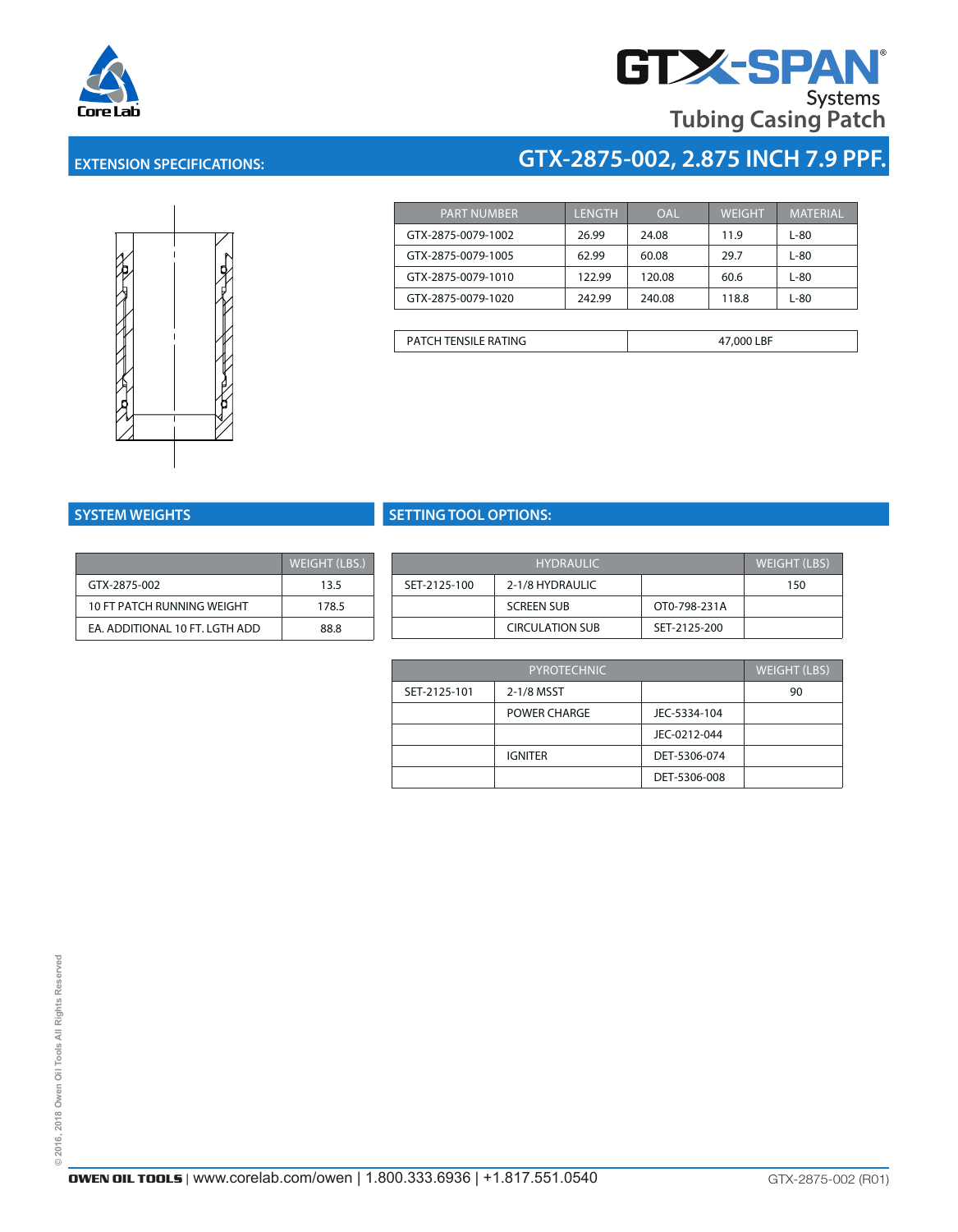# GTX-SPAN® Systems Tubing Casing Patch

## EXTENSION SPECIFICATIONS:

## GTX-2875-002, 2.875 INCH 7.9 PPF.

| PART NUMBER | LENGTH | OAL | WEIGHT | MATERIAL |
|---|---|---|---|---|
| GTX-2875-0079-1002 | 26.99 | 24.08 | 11.9 | L-80 |
| GTX-2875-0079-1005 | 62.99 | 60.08 | 29.7 | L-80 |
| GTX-2875-0079-1010 | 122.99 | 120.08 | 60.6 | L-80 |
| GTX-2875-0079-1020 | 242.99 | 240.08 | 118.8 | L-80 |

| | |
|---|---|
| PATCH TENSILE RATING | 47,000 LBF |

## SYSTEM WEIGHTS

| | WEIGHT (LBS.) |
|---|---|
| GTX-2875-002 | 13.5 |
| 10 FT PATCH RUNNING WEIGHT | 178.5 |
| EA. ADDITIONAL 10 FT. LGTH ADD | 88.8 |

## SETTING TOOL OPTIONS:

| HYDRAULIC | | | WEIGHT (LBS) |
|---|---|---|---|
| SET-2125-100 | 2-1/8 HYDRAULIC | | 150 |
| | SCREEN SUB | OT0-798-231A | |
| | CIRCULATION SUB | SET-2125-200 | |

| PYROTECHNIC | | | WEIGHT (LBS) |
|---|---|---|---|
| SET-2125-101 | 2-1/8 MSST | | 90 |
| | POWER CHARGE | JEC-5334-104 | |
| | | JEC-0212-044 | |
| | IGNITER | DET-5306-074 | |
| | | DET-5306-008 | |

© 2016, 2018 Owen Oil Tools All Rights Reserved

**OWEN OIL TOOLS** | www.corelab.com/owen | 1.800.333.6936 | +1.817.551.0540

GTX-2875-002 (R01)